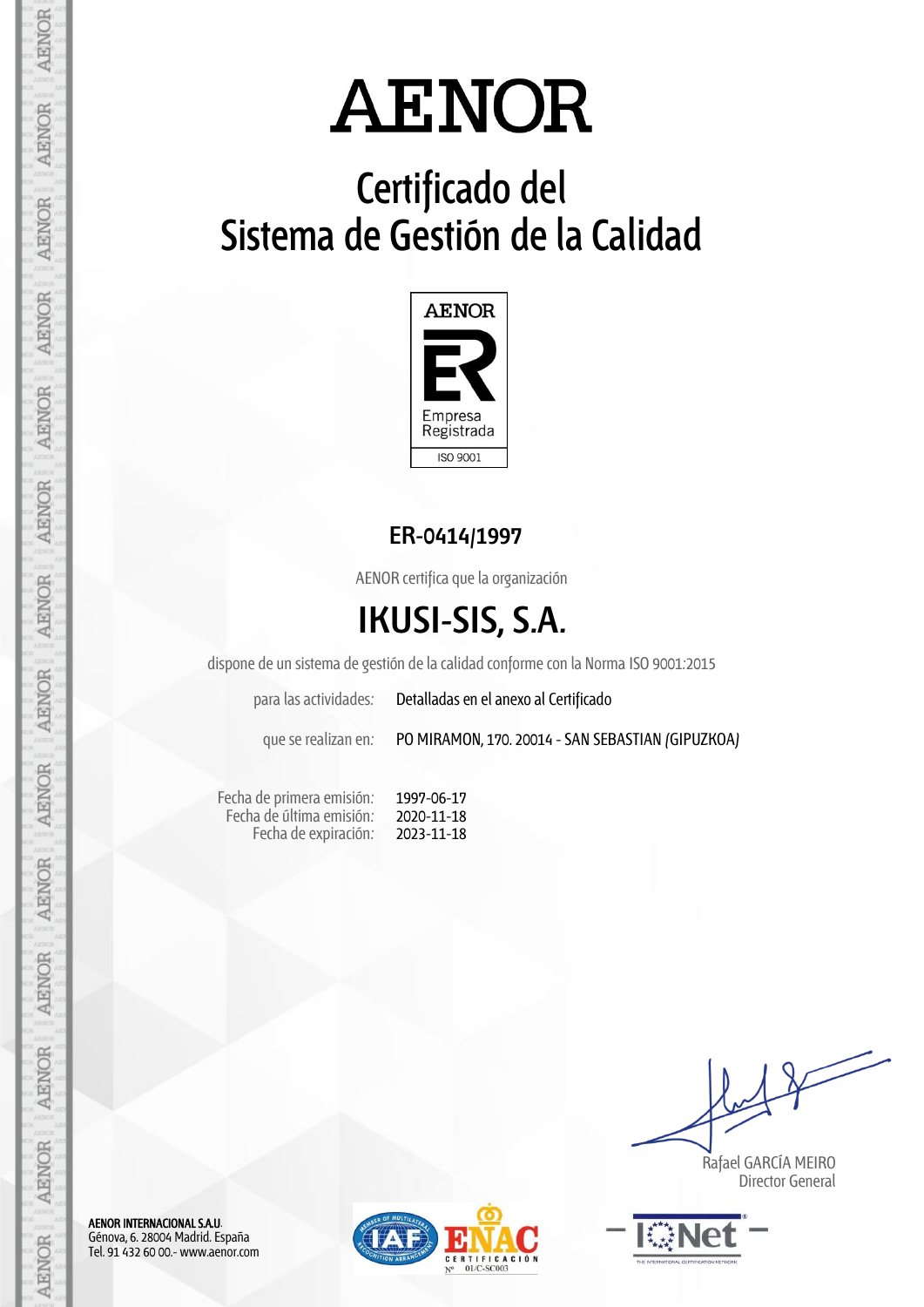# AENOR

## Certificado del Sistema de Gestión de la Calidad

AENOR

Empresa Registrada

ISO 9001

**ER-0414/1997**

AENOR certifica que la organización

## IKUSI-SIS, S.A.

dispone de un sistema de gestión de la calidad conforme con la Norma ISO 9001:2015

para las actividades: Detalladas en el anexo al Certificado

que se realizan en: PO MIRAMON, 170. 20014 - SAN SEBASTIAN (GIPUZKOA)

Fecha de primera emisión: 1997-06-17
Fecha de última emisión: 2020-11-18
Fecha de expiración: 2023-11-18

Rafael GARCÍA MEIRO
Director General

**AENOR INTERNACIONAL S.A.U.**
Génova, 6. 28004 Madrid. España
Tel. 91 432 60 00.- www.aenor.com

ENAC CERTIFICACIÓN Nº 01/C-SC003

IQNet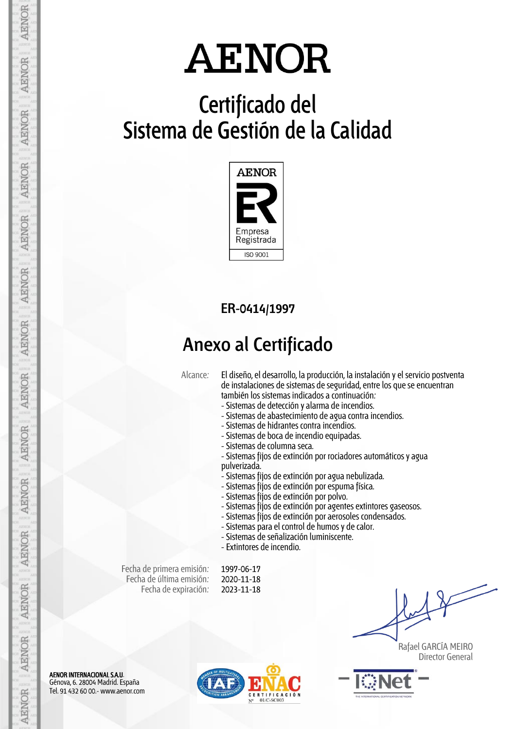# AENOR

## Certificado del Sistema de Gestión de la Calidad

AENOR

Empresa Registrada

ISO 9001

**ER-0414/1997**

## Anexo al Certificado

Alcance: El diseño, el desarrollo, la producción, la instalación y el servicio postventa de instalaciones de sistemas de seguridad, entre los que se encuentran también los sistemas indicados a continuación:

- Sistemas de detección y alarma de incendios.
- Sistemas de abastecimiento de agua contra incendios.
- Sistemas de hidrantes contra incendios.
- Sistemas de boca de incendio equipadas.
- Sistemas de columna seca.
- Sistemas fijos de extinción por rociadores automáticos y agua pulverizada.
- Sistemas fijos de extinción por agua nebulizada.
- Sistemas fijos de extinción por espuma física.
- Sistemas fijos de extinción por polvo.
- Sistemas fijos de extinción por agentes extintores gaseosos.
- Sistemas fijos de extinción por aerosoles condensados.
- Sistemas para el control de humos y de calor.
- Sistemas de señalización luminiscente.
- Extintores de incendio.

Fecha de primera emisión: 1997-06-17
Fecha de última emisión: 2020-11-18
Fecha de expiración: 2023-11-18

Rafael GARCÍA MEIRO
Director General

**AENOR INTERNACIONAL S.A.U.**
Génova, 6. 28004 Madrid. España
Tel. 91 432 60 00.- www.aenor.com

ENAC CERTIFICACIÓN Nº 01/C-SC003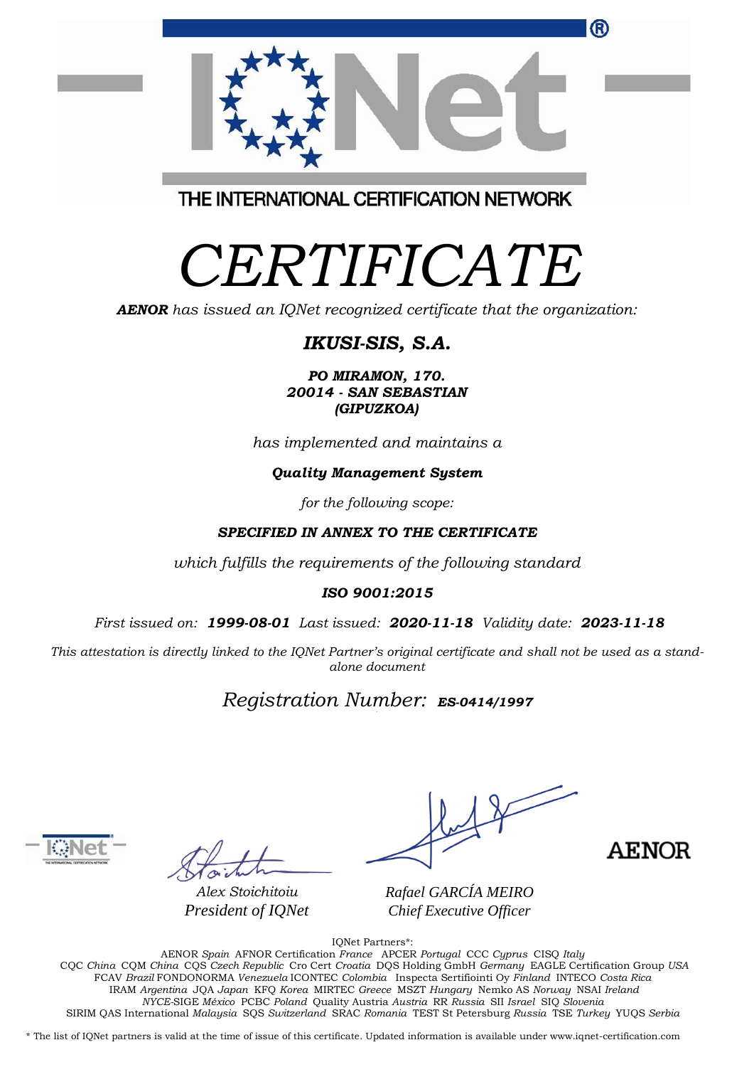THE INTERNATIONAL CERTIFICATION NETWORK

# *CERTIFICATE*

***AENOR*** *has issued an IQNet recognized certificate that the organization:*

## ***IKUSI-SIS, S.A.***

***PO MIRAMON, 170.***
***20014 - SAN SEBASTIAN***
***(GIPUZKOA)***

*has implemented and maintains a*

***Quality Management System***

*for the following scope:*

***SPECIFIED IN ANNEX TO THE CERTIFICATE***

*which fulfills the requirements of the following standard*

***ISO 9001:2015***

*First issued on:* ***1999-08-01*** *Last issued:* ***2020-11-18*** *Validity date:* ***2023-11-18***

*This attestation is directly linked to the IQNet Partner's original certificate and shall not be used as a stand-alone document*

*Registration Number:* ***ES-0414/1997***

*Alex Stoichitoiu*
*President of IQNet*

*Rafael GARCÍA MEIRO*
*Chief Executive Officer*

AENOR

IQNet Partners*:

AENOR *Spain* AFNOR Certification *France* APCER *Portugal* CCC *Cyprus* CISQ *Italy*
CQC *China* CQM *China* CQS *Czech Republic* Cro Cert *Croatia* DQS Holding GmbH *Germany* EAGLE Certification Group *USA*
FCAV *Brazil* FONDONORMA *Venezuela* ICONTEC *Colombia* Inspecta Sertifiointi Oy *Finland* INTECO *Costa Rica*
IRAM *Argentina* JQA *Japan* KFQ *Korea* MIRTEC *Greece* MSZT *Hungary* Nemko AS *Norway* NSAI *Ireland*
*NYCE*-SIGE *México* PCBC *Poland* Quality Austria *Austria* RR *Russia* SII *Israel* SIQ *Slovenia*
SIRIM QAS International *Malaysia* SQS *Switzerland* SRAC *Romania* TEST St Petersburg *Russia* TSE *Turkey* YUQS *Serbia*

* The list of IQNet partners is valid at the time of issue of this certificate. Updated information is available under www.iqnet-certification.com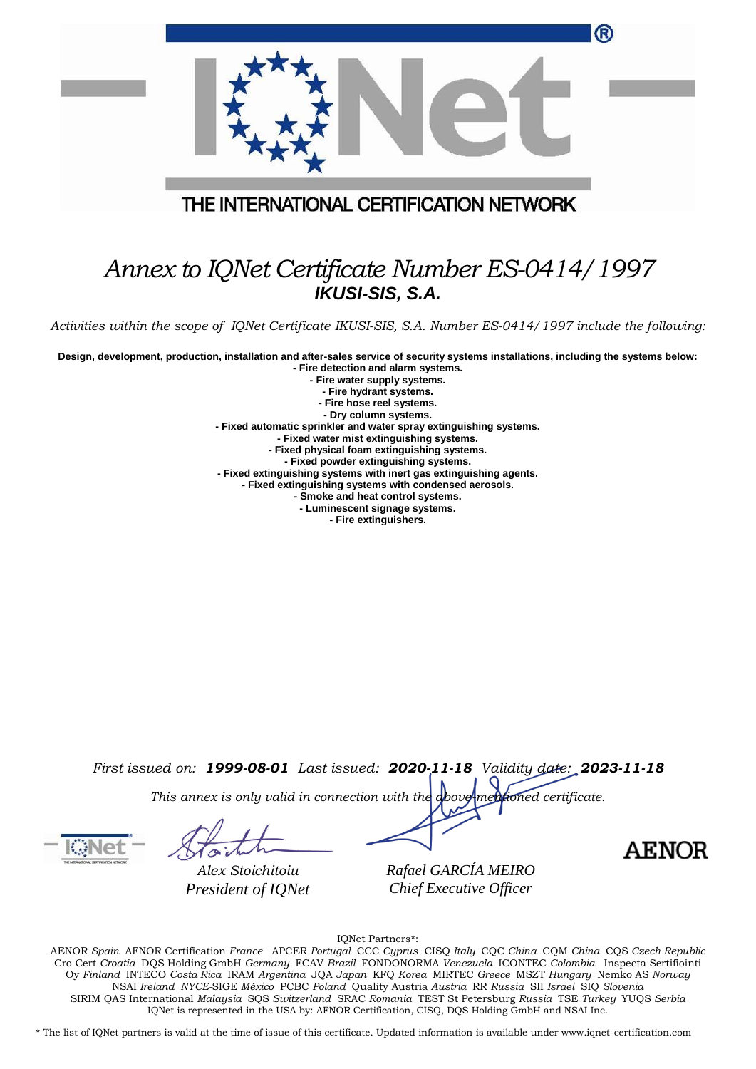THE INTERNATIONAL CERTIFICATION NETWORK

# *Annex to IQNet Certificate Number ES-0414/1997*

## ***IKUSI-SIS, S.A.***

*Activities within the scope of IQNet Certificate IKUSI-SIS, S.A. Number ES-0414/1997 include the following:*

**Design, development, production, installation and after-sales service of security systems installations, including the systems below:**

**- Fire detection and alarm systems.**
**- Fire water supply systems.**
**- Fire hydrant systems.**
**- Fire hose reel systems.**
**- Dry column systems.**
**- Fixed automatic sprinkler and water spray extinguishing systems.**
**- Fixed water mist extinguishing systems.**
**- Fixed physical foam extinguishing systems.**
**- Fixed powder extinguishing systems.**
**- Fixed extinguishing systems with inert gas extinguishing agents.**
**- Fixed extinguishing systems with condensed aerosols.**
**- Smoke and heat control systems.**
**- Luminescent signage systems.**
**- Fire extinguishers.**

*First issued on:* ***1999-08-01*** *Last issued:* ***2020-11-18*** *Validity date:* ***2023-11-18***

*This annex is only valid in connection with the above-mentioned certificate.*

*Alex Stoichitoiu*
*President of IQNet*

*Rafael GARCÍA MEIRO*
*Chief Executive Officer*

AENOR

IQNet Partners*:

AENOR *Spain* AFNOR Certification *France* APCER *Portugal* CCC *Cyprus* CISQ *Italy* CQC *China* CQM *China* CQS *Czech Republic* Cro Cert *Croatia* DQS Holding GmbH *Germany* FCAV *Brazil* FONDONORMA *Venezuela* ICONTEC *Colombia* Inspecta Sertifiointi Oy *Finland* INTECO *Costa Rica* IRAM *Argentina* JQA *Japan* KFQ *Korea* MIRTEC *Greece* MSZT *Hungary* Nemko AS *Norway* NSAI *Ireland* *NYCE*-SIGE *México* PCBC *Poland* Quality Austria *Austria* RR *Russia* SII *Israel* SIQ *Slovenia* SIRIM QAS International *Malaysia* SQS *Switzerland* SRAC *Romania* TEST St Petersburg *Russia* TSE *Turkey* YUQS *Serbia*
IQNet is represented in the USA by: AFNOR Certification, CISQ, DQS Holding GmbH and NSAI Inc.

* The list of IQNet partners is valid at the time of issue of this certificate. Updated information is available under www.iqnet-certification.com